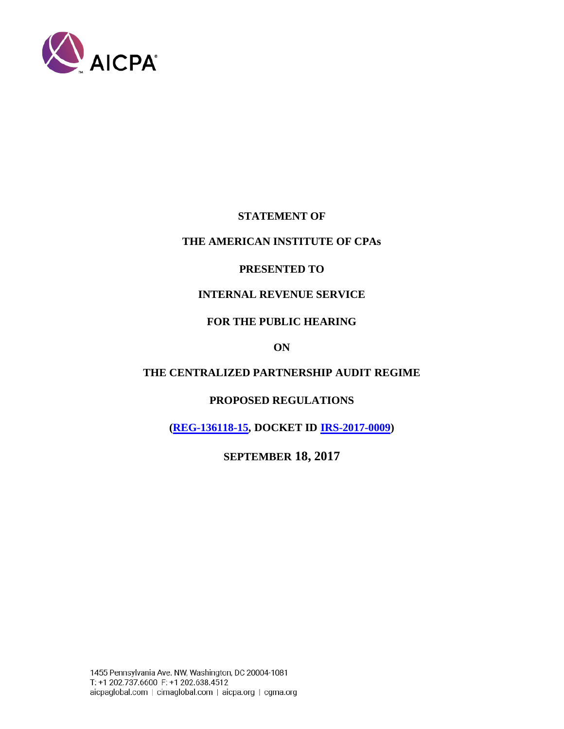AICPA

**STATEMENT OF**

**THE AMERICAN INSTITUTE OF CPAs**

**PRESENTED TO**

**INTERNAL REVENUE SERVICE**

**FOR THE PUBLIC HEARING**

**ON**

**THE CENTRALIZED PARTNERSHIP AUDIT REGIME**

**PROPOSED REGULATIONS**

**(REG-136118-15, DOCKET ID IRS-2017-0009)**

**SEPTEMBER 18, 2017**

1455 Pennsylvania Ave. NW, Washington, DC 20004-1081
T: +1 202.737.6600 F: +1 202.638.4512
aicpaglobal.com | cimaglobal.com | aicpa.org | cgma.org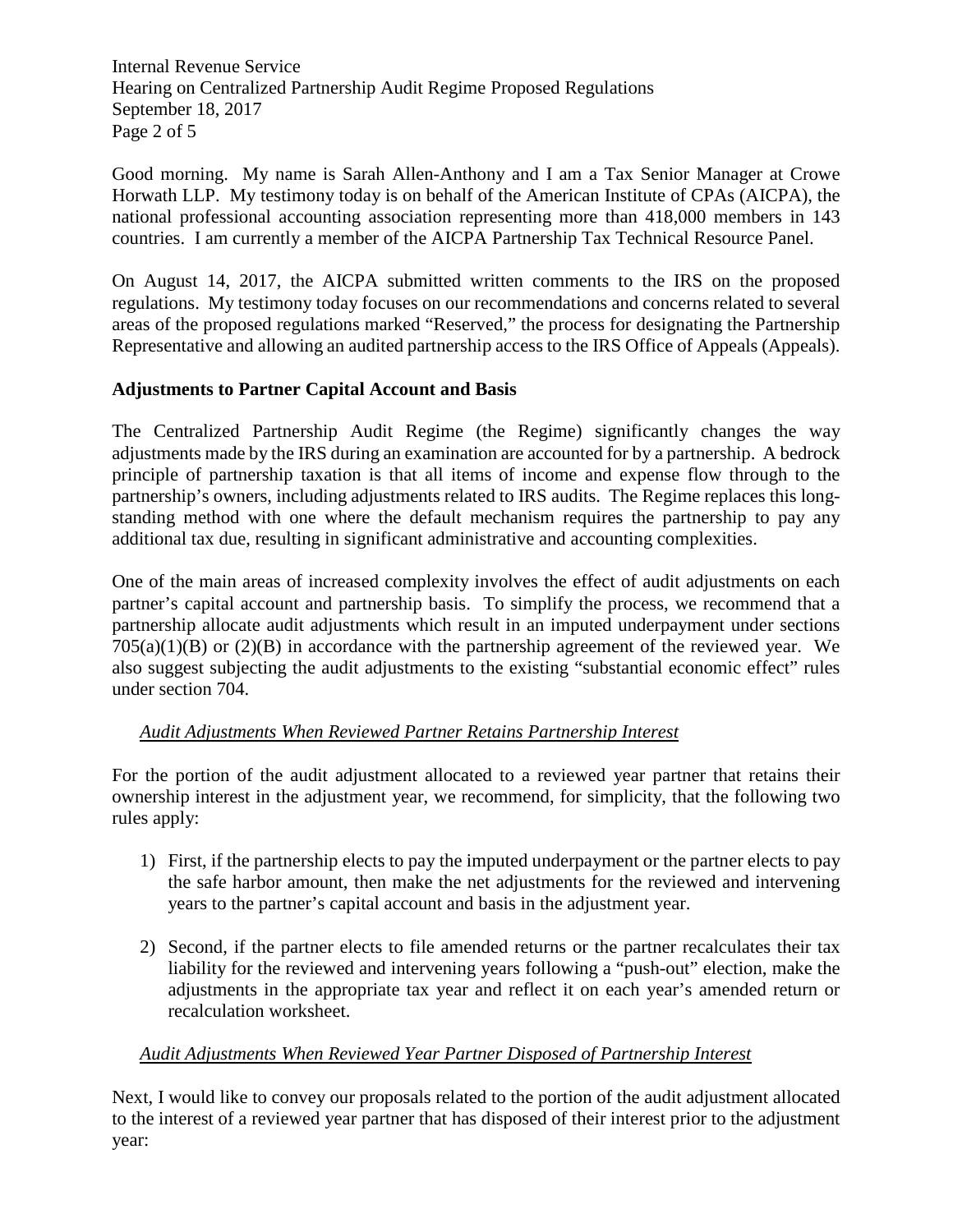Good morning. My name is Sarah Allen-Anthony and I am a Tax Senior Manager at Crowe Horwath LLP. My testimony today is on behalf of the American Institute of CPAs (AICPA), the national professional accounting association representing more than 418,000 members in 143 countries. I am currently a member of the AICPA Partnership Tax Technical Resource Panel.

On August 14, 2017, the AICPA submitted written comments to the IRS on the proposed regulations. My testimony today focuses on our recommendations and concerns related to several areas of the proposed regulations marked "Reserved," the process for designating the Partnership Representative and allowing an audited partnership access to the IRS Office of Appeals (Appeals).

**Adjustments to Partner Capital Account and Basis**

The Centralized Partnership Audit Regime (the Regime) significantly changes the way adjustments made by the IRS during an examination are accounted for by a partnership. A bedrock principle of partnership taxation is that all items of income and expense flow through to the partnership's owners, including adjustments related to IRS audits. The Regime replaces this long-standing method with one where the default mechanism requires the partnership to pay any additional tax due, resulting in significant administrative and accounting complexities.

One of the main areas of increased complexity involves the effect of audit adjustments on each partner's capital account and partnership basis. To simplify the process, we recommend that a partnership allocate audit adjustments which result in an imputed underpayment under sections 705(a)(1)(B) or (2)(B) in accordance with the partnership agreement of the reviewed year. We also suggest subjecting the audit adjustments to the existing "substantial economic effect" rules under section 704.

*Audit Adjustments When Reviewed Partner Retains Partnership Interest*

For the portion of the audit adjustment allocated to a reviewed year partner that retains their ownership interest in the adjustment year, we recommend, for simplicity, that the following two rules apply:

1) First, if the partnership elects to pay the imputed underpayment or the partner elects to pay the safe harbor amount, then make the net adjustments for the reviewed and intervening years to the partner's capital account and basis in the adjustment year.

2) Second, if the partner elects to file amended returns or the partner recalculates their tax liability for the reviewed and intervening years following a "push-out" election, make the adjustments in the appropriate tax year and reflect it on each year's amended return or recalculation worksheet.

*Audit Adjustments When Reviewed Year Partner Disposed of Partnership Interest*

Next, I would like to convey our proposals related to the portion of the audit adjustment allocated to the interest of a reviewed year partner that has disposed of their interest prior to the adjustment year: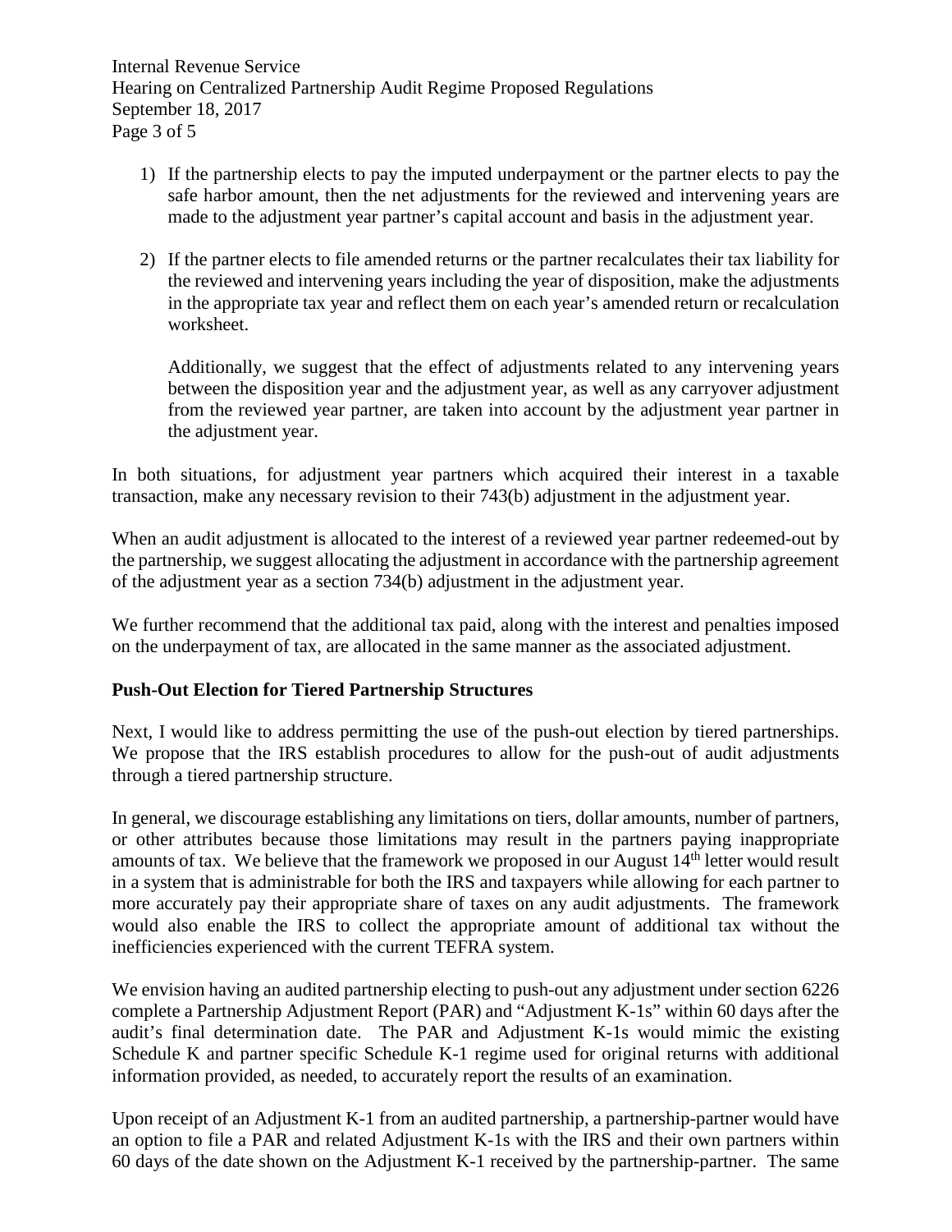1) If the partnership elects to pay the imputed underpayment or the partner elects to pay the safe harbor amount, then the net adjustments for the reviewed and intervening years are made to the adjustment year partner's capital account and basis in the adjustment year.

2) If the partner elects to file amended returns or the partner recalculates their tax liability for the reviewed and intervening years including the year of disposition, make the adjustments in the appropriate tax year and reflect them on each year's amended return or recalculation worksheet.

   Additionally, we suggest that the effect of adjustments related to any intervening years between the disposition year and the adjustment year, as well as any carryover adjustment from the reviewed year partner, are taken into account by the adjustment year partner in the adjustment year.

In both situations, for adjustment year partners which acquired their interest in a taxable transaction, make any necessary revision to their 743(b) adjustment in the adjustment year.

When an audit adjustment is allocated to the interest of a reviewed year partner redeemed-out by the partnership, we suggest allocating the adjustment in accordance with the partnership agreement of the adjustment year as a section 734(b) adjustment in the adjustment year.

We further recommend that the additional tax paid, along with the interest and penalties imposed on the underpayment of tax, are allocated in the same manner as the associated adjustment.

**Push-Out Election for Tiered Partnership Structures**

Next, I would like to address permitting the use of the push-out election by tiered partnerships. We propose that the IRS establish procedures to allow for the push-out of audit adjustments through a tiered partnership structure.

In general, we discourage establishing any limitations on tiers, dollar amounts, number of partners, or other attributes because those limitations may result in the partners paying inappropriate amounts of tax. We believe that the framework we proposed in our August 14th letter would result in a system that is administrable for both the IRS and taxpayers while allowing for each partner to more accurately pay their appropriate share of taxes on any audit adjustments. The framework would also enable the IRS to collect the appropriate amount of additional tax without the inefficiencies experienced with the current TEFRA system.

We envision having an audited partnership electing to push-out any adjustment under section 6226 complete a Partnership Adjustment Report (PAR) and "Adjustment K-1s" within 60 days after the audit's final determination date. The PAR and Adjustment K-1s would mimic the existing Schedule K and partner specific Schedule K-1 regime used for original returns with additional information provided, as needed, to accurately report the results of an examination.

Upon receipt of an Adjustment K-1 from an audited partnership, a partnership-partner would have an option to file a PAR and related Adjustment K-1s with the IRS and their own partners within 60 days of the date shown on the Adjustment K-1 received by the partnership-partner. The same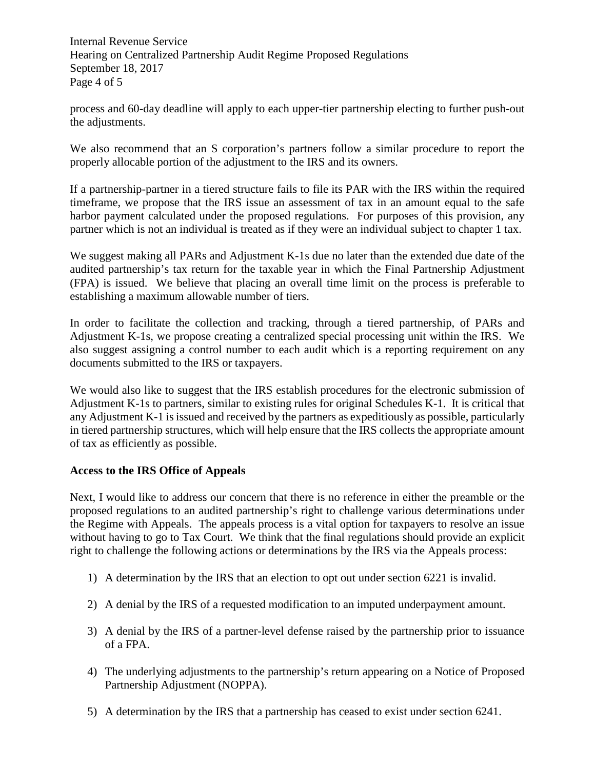process and 60-day deadline will apply to each upper-tier partnership electing to further push-out the adjustments.

We also recommend that an S corporation's partners follow a similar procedure to report the properly allocable portion of the adjustment to the IRS and its owners.

If a partnership-partner in a tiered structure fails to file its PAR with the IRS within the required timeframe, we propose that the IRS issue an assessment of tax in an amount equal to the safe harbor payment calculated under the proposed regulations. For purposes of this provision, any partner which is not an individual is treated as if they were an individual subject to chapter 1 tax.

We suggest making all PARs and Adjustment K-1s due no later than the extended due date of the audited partnership's tax return for the taxable year in which the Final Partnership Adjustment (FPA) is issued. We believe that placing an overall time limit on the process is preferable to establishing a maximum allowable number of tiers.

In order to facilitate the collection and tracking, through a tiered partnership, of PARs and Adjustment K-1s, we propose creating a centralized special processing unit within the IRS. We also suggest assigning a control number to each audit which is a reporting requirement on any documents submitted to the IRS or taxpayers.

We would also like to suggest that the IRS establish procedures for the electronic submission of Adjustment K-1s to partners, similar to existing rules for original Schedules K-1. It is critical that any Adjustment K-1 is issued and received by the partners as expeditiously as possible, particularly in tiered partnership structures, which will help ensure that the IRS collects the appropriate amount of tax as efficiently as possible.

**Access to the IRS Office of Appeals**

Next, I would like to address our concern that there is no reference in either the preamble or the proposed regulations to an audited partnership's right to challenge various determinations under the Regime with Appeals. The appeals process is a vital option for taxpayers to resolve an issue without having to go to Tax Court. We think that the final regulations should provide an explicit right to challenge the following actions or determinations by the IRS via the Appeals process:

1) A determination by the IRS that an election to opt out under section 6221 is invalid.

2) A denial by the IRS of a requested modification to an imputed underpayment amount.

3) A denial by the IRS of a partner-level defense raised by the partnership prior to issuance of a FPA.

4) The underlying adjustments to the partnership's return appearing on a Notice of Proposed Partnership Adjustment (NOPPA).

5) A determination by the IRS that a partnership has ceased to exist under section 6241.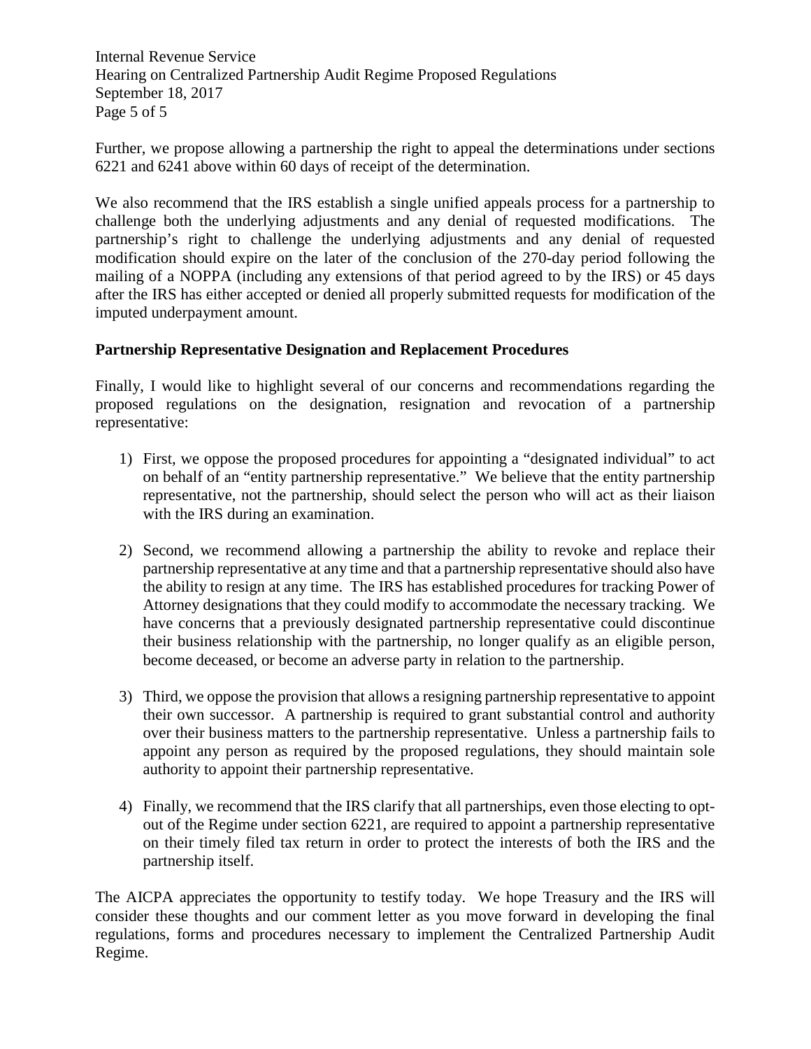Further, we propose allowing a partnership the right to appeal the determinations under sections 6221 and 6241 above within 60 days of receipt of the determination.

We also recommend that the IRS establish a single unified appeals process for a partnership to challenge both the underlying adjustments and any denial of requested modifications. The partnership's right to challenge the underlying adjustments and any denial of requested modification should expire on the later of the conclusion of the 270-day period following the mailing of a NOPPA (including any extensions of that period agreed to by the IRS) or 45 days after the IRS has either accepted or denied all properly submitted requests for modification of the imputed underpayment amount.

**Partnership Representative Designation and Replacement Procedures**

Finally, I would like to highlight several of our concerns and recommendations regarding the proposed regulations on the designation, resignation and revocation of a partnership representative:

1) First, we oppose the proposed procedures for appointing a "designated individual" to act on behalf of an "entity partnership representative." We believe that the entity partnership representative, not the partnership, should select the person who will act as their liaison with the IRS during an examination.

2) Second, we recommend allowing a partnership the ability to revoke and replace their partnership representative at any time and that a partnership representative should also have the ability to resign at any time. The IRS has established procedures for tracking Power of Attorney designations that they could modify to accommodate the necessary tracking. We have concerns that a previously designated partnership representative could discontinue their business relationship with the partnership, no longer qualify as an eligible person, become deceased, or become an adverse party in relation to the partnership.

3) Third, we oppose the provision that allows a resigning partnership representative to appoint their own successor. A partnership is required to grant substantial control and authority over their business matters to the partnership representative. Unless a partnership fails to appoint any person as required by the proposed regulations, they should maintain sole authority to appoint their partnership representative.

4) Finally, we recommend that the IRS clarify that all partnerships, even those electing to opt-out of the Regime under section 6221, are required to appoint a partnership representative on their timely filed tax return in order to protect the interests of both the IRS and the partnership itself.

The AICPA appreciates the opportunity to testify today. We hope Treasury and the IRS will consider these thoughts and our comment letter as you move forward in developing the final regulations, forms and procedures necessary to implement the Centralized Partnership Audit Regime.